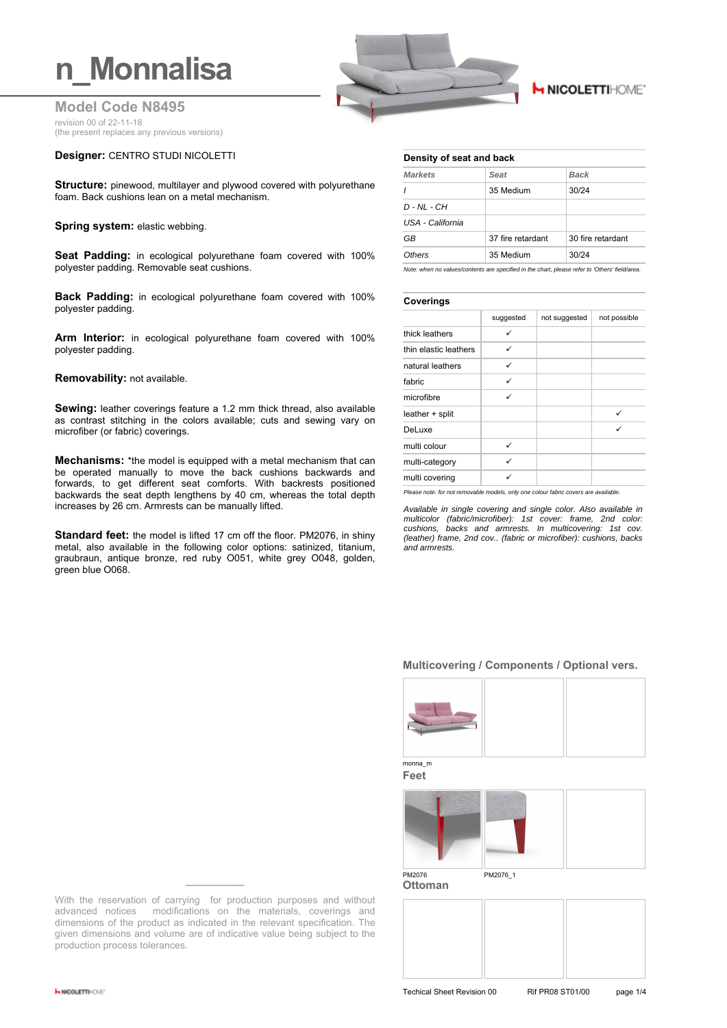# n_Monnalisa

## Model Code N8495

revision 00 of 22-11-18
(the present replaces any previous versions)

**Designer:** CENTRO STUDI NICOLETTI

**Structure:** pinewood, multilayer and plywood covered with polyurethane foam. Back cushions lean on a metal mechanism.

**Spring system:** elastic webbing.

**Seat Padding:** in ecological polyurethane foam covered with 100% polyester padding. Removable seat cushions.

**Back Padding:** in ecological polyurethane foam covered with 100% polyester padding.

**Arm Interior:** in ecological polyurethane foam covered with 100% polyester padding.

**Removability:** not available.

**Sewing:** leather coverings feature a 1.2 mm thick thread, also available as contrast stitching in the colors available; cuts and sewing vary on microfiber (or fabric) coverings.

**Mechanisms:** *the model is equipped with a metal mechanism that can be operated manually to move the back cushions backwards and forwards, to get different seat comforts. With backrests positioned backwards the seat depth lengthens by 40 cm, whereas the total depth increases by 26 cm. Armrests can be manually lifted.

**Standard feet:** the model is lifted 17 cm off the floor. PM2076, in shiny metal, also available in the following color options: satinized, titanium, graubraun, antique bronze, red ruby O051, white grey O048, golden, green blue O068.

### Density of seat and back

| *Markets* | *Seat* | *Back* |
|---|---|---|
| *I* | 35 Medium | 30/24 |
| *D - NL - CH* | | |
| *USA - California* | | |
| *GB* | 37 fire retardant | 30 fire retardant |
| *Others* | 35 Medium | 30/24 |

*Note: when no values/contents are specified in the chart, please refer to 'Others' field/area.*

### Coverings

| | suggested | not suggested | not possible |
|---|---|---|---|
| thick leathers | ✓ | | |
| thin elastic leathers | ✓ | | |
| natural leathers | ✓ | | |
| fabric | ✓ | | |
| microfibre | ✓ | | |
| leather + split | | | ✓ |
| DeLuxe | | | ✓ |
| multi colour | ✓ | | |
| multi-category | ✓ | | |
| multi covering | ✓ | | |

*Please note: for not removable models, only one colour fabric covers are available.*

*Available in single covering and single color. Also available in multicolor (fabric/microfiber): 1st cover: frame, 2nd color: cushions, backs and armrests. In multicovering: 1st cov. (leather) frame, 2nd cov.. (fabric or microfiber): cushions, backs and armrests.*

### Multicovering / Components / Optional vers.

monna_m

### Feet

PM2076

PM2076_1

### Ottoman

With the reservation of carrying for production purposes and without advanced notices modifications on the materials, coverings and dimensions of the product as indicated in the relevant specification. The given dimensions and volume are of indicative value being subject to the production process tolerances.

Techical Sheet Revision 00 Rif PR08 ST01/00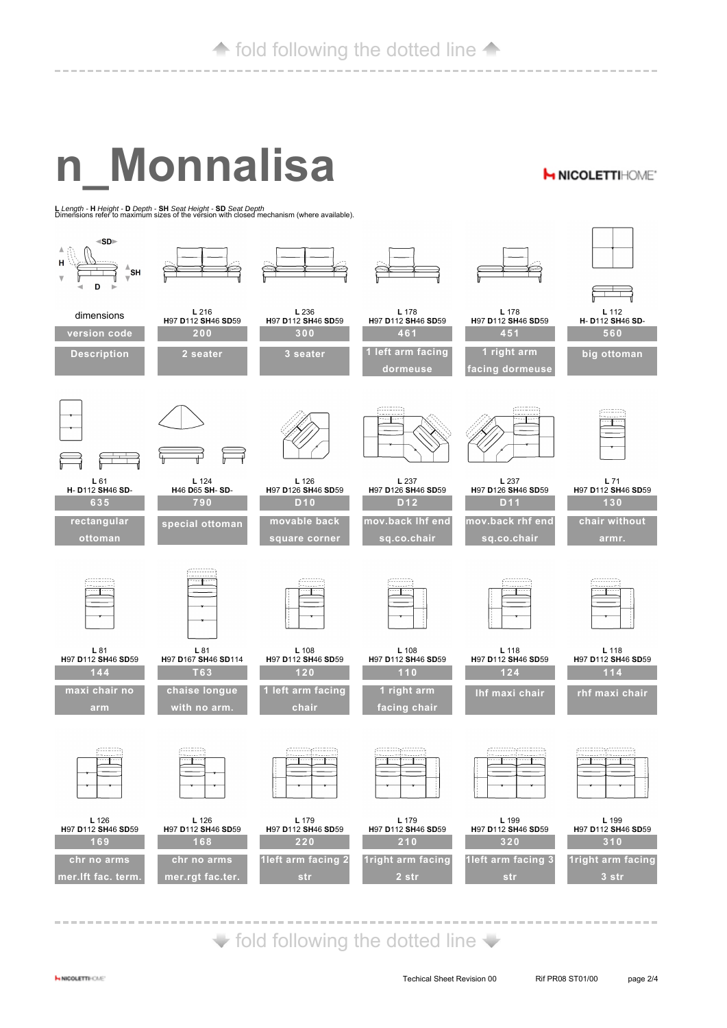↑ fold following the dotted line ↑

# n_Monnalisa

NICOLETTIHOME

**L** *Length* - **H** *Height* - **D** *Depth* - **SH** *Seat Height* - **SD** *Seat Depth*
Dimensions refer to maximum sizes of the version with closed mechanism (where available).

| dimensions | L 216<br>H97 D112 SH46 SD59 | L 236<br>H97 D112 SH46 SD59 | L 178<br>H97 D112 SH46 SD59 | L 178<br>H97 D112 SH46 SD59 | L 112<br>H- D112 SH46 SD- |
|---|---|---|---|---|---|
| version code | 200 | 300 | 461 | 451 | 560 |
| Description | 2 seater | 3 seater | 1 left arm facing dormeuse | 1 right arm facing dormeuse | big ottoman |

| L 61<br>H- D112 SH46 SD- | L 124<br>H46 D65 SH- SD- | L 126<br>H97 D126 SH46 SD59 | L 237<br>H97 D126 SH46 SD59 | L 237<br>H97 D126 SH46 SD59 | L 71<br>H97 D112 SH46 SD59 |
|---|---|---|---|---|---|
| 635 | 790 | D10 | D12 | D11 | 130 |
| rectangular ottoman | special ottoman | movable back square corner | mov.back lhf end sq.co.chair | mov.back rhf end sq.co.chair | chair without armr. |

| L 81<br>H97 D112 SH46 SD59 | L 81<br>H97 D167 SH46 SD114 | L 108<br>H97 D112 SH46 SD59 | L 108<br>H97 D112 SH46 SD59 | L 118<br>H97 D112 SH46 SD59 | L 118<br>H97 D112 SH46 SD59 |
|---|---|---|---|---|---|
| 144 | T63 | 120 | 110 | 124 | 114 |
| maxi chair no arm | chaise longue with no arm. | 1 left arm facing chair | 1 right arm facing chair | lhf maxi chair | rhf maxi chair |

| L 126<br>H97 D112 SH46 SD59 | L 126<br>H97 D112 SH46 SD59 | L 179<br>H97 D112 SH46 SD59 | L 179<br>H97 D112 SH46 SD59 | L 199<br>H97 D112 SH46 SD59 | L 199<br>H97 D112 SH46 SD59 |
|---|---|---|---|---|---|
| 169 | 168 | 220 | 210 | 320 | 310 |
| chr no arms mer.lft fac. term. | chr no arms mer.rgt fac.ter. | 1left arm facing 2 str | 1right arm facing 2 str | 1left arm facing 3 str | 1right arm facing 3 str |

↓ fold following the dotted line ↓

Techical Sheet Revision 00 Rif PR08 ST01/00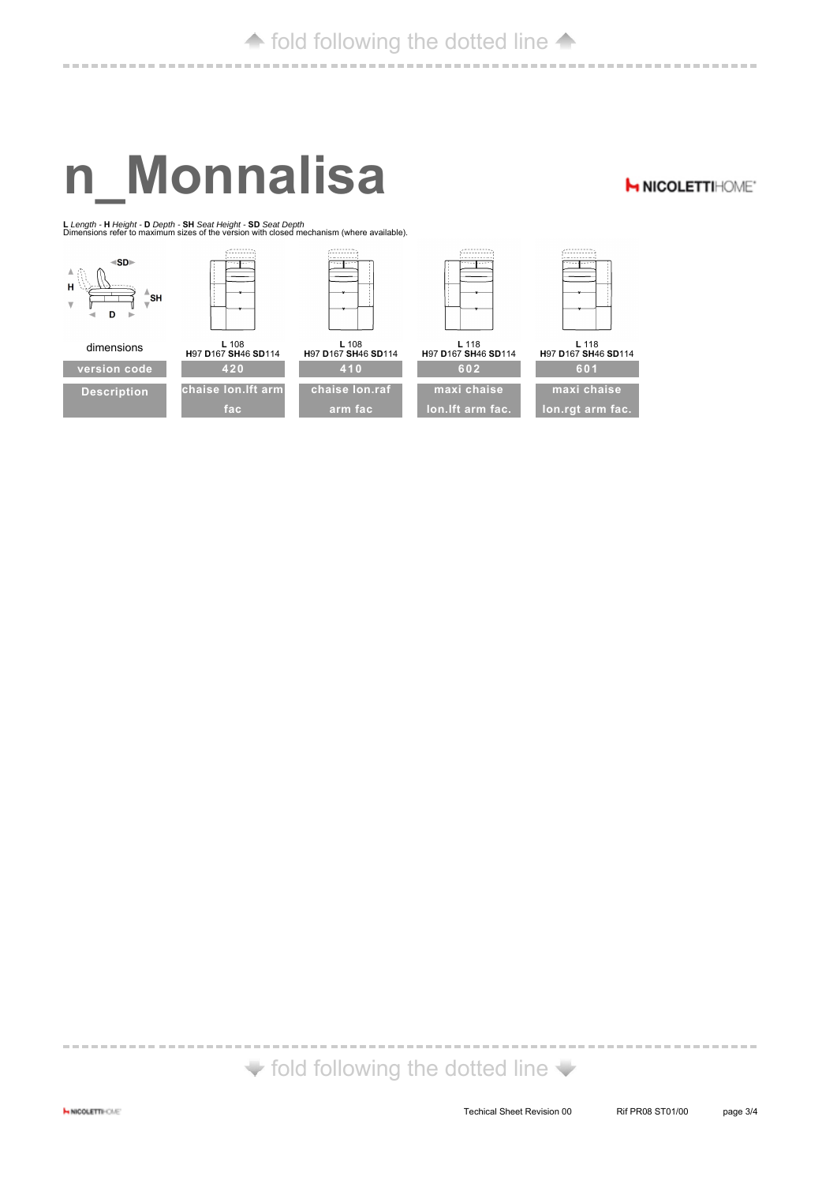# n_Monnalisa

**L** *Length* - **H** *Height* - **D** *Depth* - **SH** *Seat Height* - **SD** *Seat Depth*
Dimensions refer to maximum sizes of the version with closed mechanism (where available).

| dimensions | **L** 108 **H**97 **D**167 **SH**46 **SD**114 | **L** 108 **H**97 **D**167 **SH**46 **SD**114 | **L** 118 **H**97 **D**167 **SH**46 **SD**114 | **L** 118 **H**97 **D**167 **SH**46 **SD**114 |
|---|---|---|---|---|
| version code | 420 | 410 | 602 | 601 |
| Description | chaise lon.lft arm fac | chaise lon.raf arm fac | maxi chaise lon.lft arm fac. | maxi chaise lon.rgt arm fac. |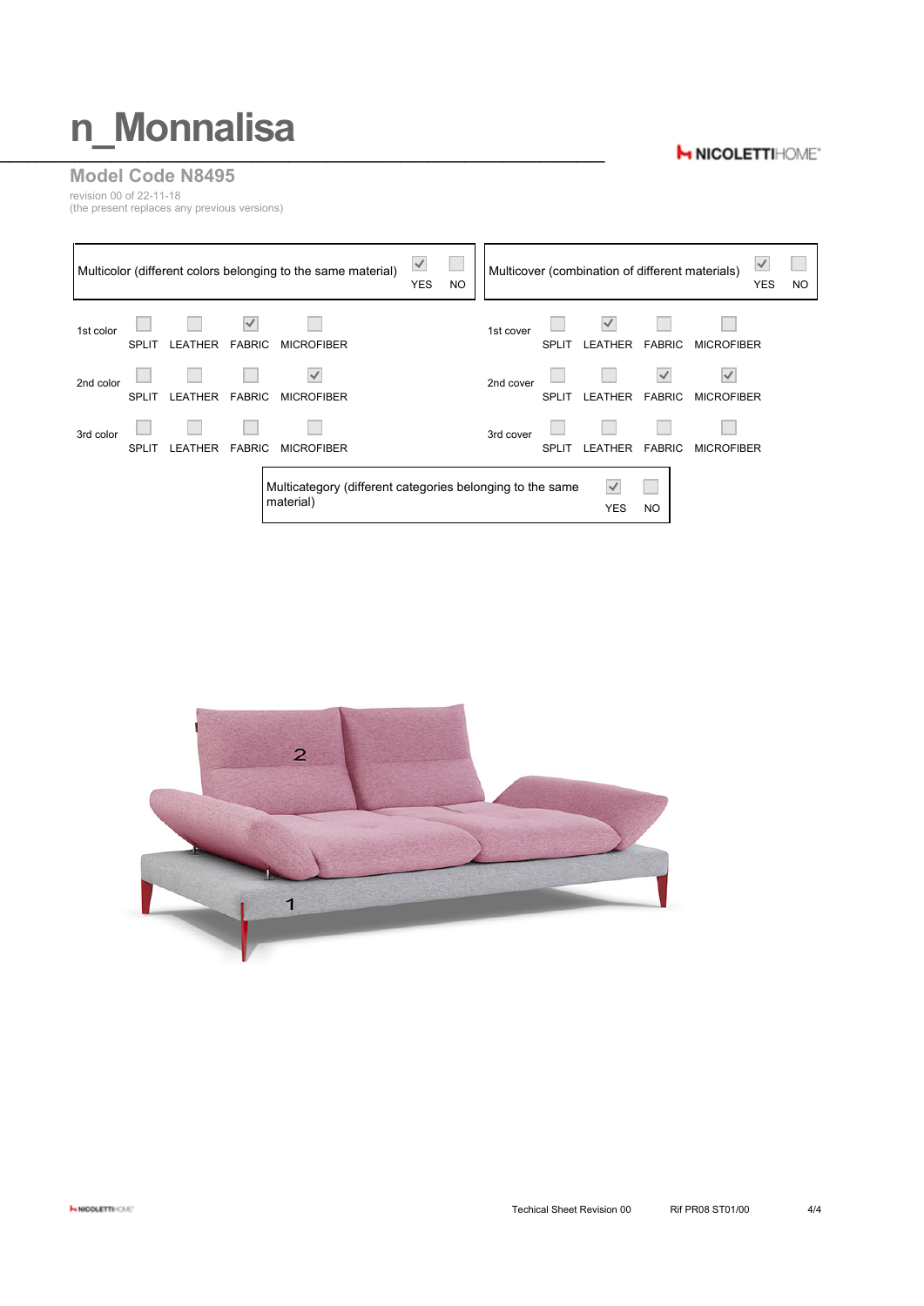# n_Monnalisa

NICOLETTIHOME

## Model Code N8495

revision 00 of 22-11-18
(the present replaces any previous versions)

| Multicolor (different colors belonging to the same material) | YES | NO |
|---|---|---|
| | ☑ | ☐ |

| | SPLIT | LEATHER | FABRIC | MICROFIBER |
|---|---|---|---|---|
| 1st color | ☐ | ☐ | ☑ | ☐ |
| 2nd color | ☐ | ☐ | ☐ | ☑ |
| 3rd color | ☐ | ☐ | ☐ | ☐ |

| Multicover (combination of different materials) | YES | NO |
|---|---|---|
| | ☑ | ☐ |

| | SPLIT | LEATHER | FABRIC | MICROFIBER |
|---|---|---|---|---|
| 1st cover | ☐ | ☑ | ☐ | ☐ |
| 2nd cover | ☐ | ☐ | ☑ | ☑ |
| 3rd cover | ☐ | ☐ | ☐ | ☐ |

| Multicategory (different categories belonging to the same material) | YES | NO |
|---|---|---|
| | ☑ | ☐ |

2

1

Techical Sheet Revision 00 | Rif PR08 ST01/00